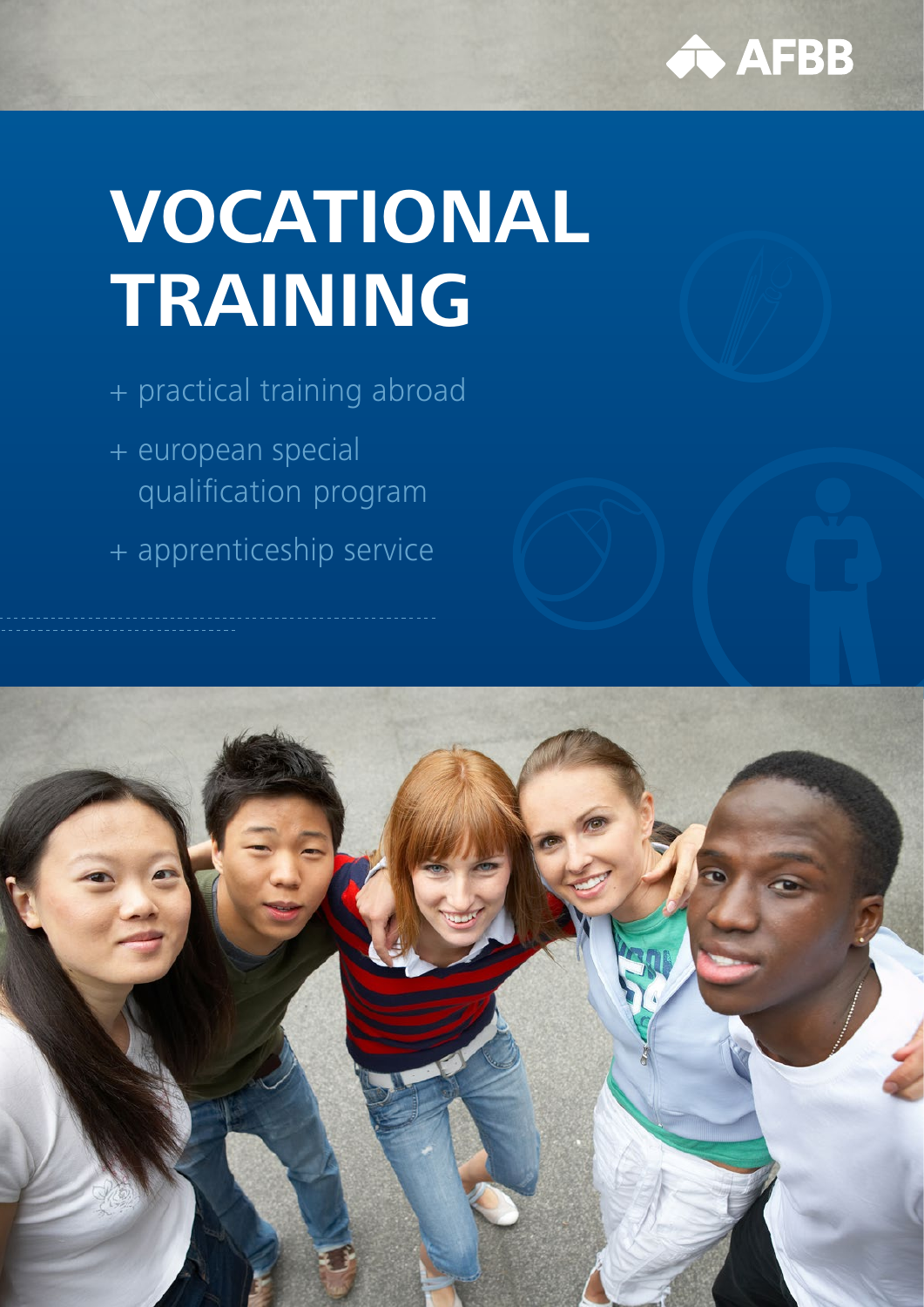AFBB

# VOCATIONAL TRAINING

+ practical training abroad
+ european special qualification program
+ apprenticeship service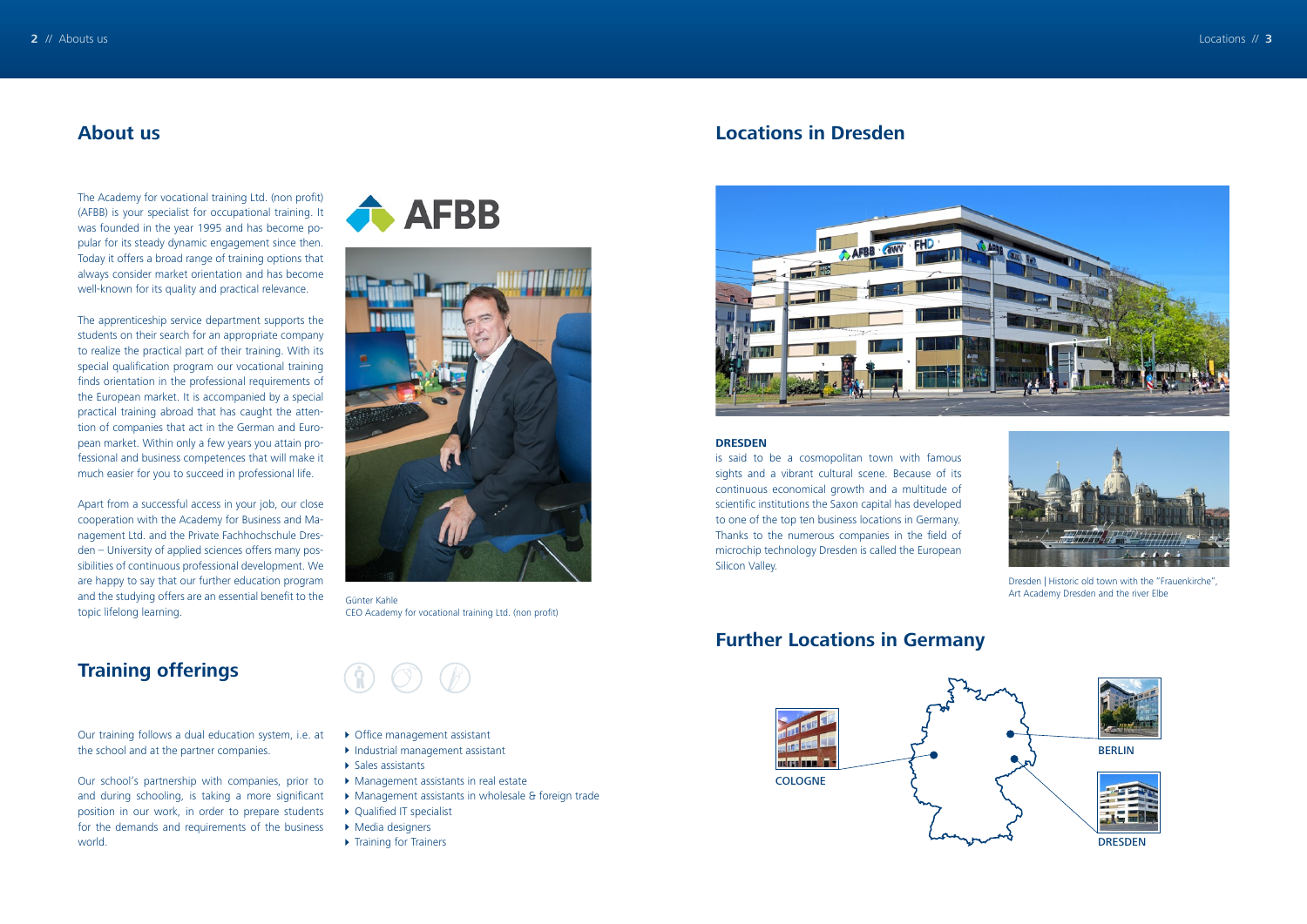## About us

The Academy for vocational training Ltd. (non profit) (AFBB) is your specialist for occupational training. It was founded in the year 1995 and has become popular for its steady dynamic engagement since then. Today it offers a broad range of training options that always consider market orientation and has become well-known for its quality and practical relevance.

The apprenticeship service department supports the students on their search for an appropriate company to realize the practical part of their training. With its special qualification program our vocational training finds orientation in the professional requirements of the European market. It is accompanied by a special practical training abroad that has caught the attention of companies that act in the German and European market. Within only a few years you attain professional and business competences that will make it much easier for you to succeed in professional life.

Apart from a successful access in your job, our close cooperation with the Academy for Business and Management Ltd. and the Private Fachhochschule Dresden – University of applied sciences offers many possibilities of continuous professional development. We are happy to say that our further education program and the studying offers are an essential benefit to the topic lifelong learning.

Günter Kahle
CEO Academy for vocational training Ltd. (non profit)

## Training offerings

Our training follows a dual education system, i.e. at the school and at the partner companies.

Our school's partnership with companies, prior to and during schooling, is taking a more significant position in our work, in order to prepare students for the demands and requirements of the business world.

- Office management assistant
- Industrial management assistant
- Sales assistants
- Management assistants in real estate
- Management assistants in wholesale & foreign trade
- Qualified IT specialist
- Media designers
- Training for Trainers

## Locations in Dresden

**DRESDEN**
is said to be a cosmopolitan town with famous sights and a vibrant cultural scene. Because of its continuous economical growth and a multitude of scientific institutions the Saxon capital has developed to one of the top ten business locations in Germany. Thanks to the numerous companies in the field of microchip technology Dresden is called the European Silicon Valley.

Dresden | Historic old town with the "Frauenkirche", Art Academy Dresden and the river Elbe

## Further Locations in Germany

COLOGNE

BERLIN

DRESDEN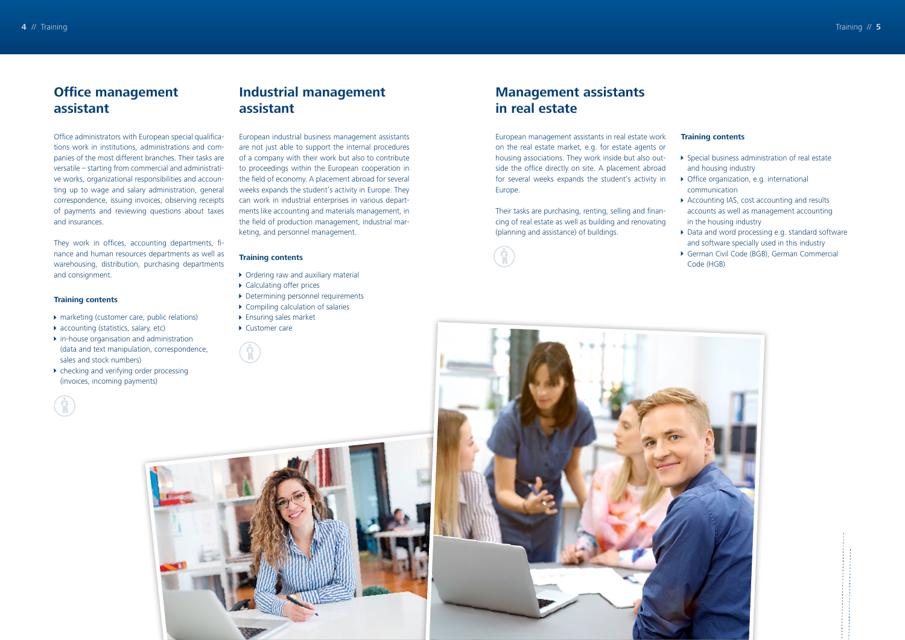## Office management assistant

Office administrators with European special qualifications work in institutions, administrations and companies of the most different branches. Their tasks are versatile – starting from commercial and administrative works, organizational responsibilities and accounting up to wage and salary administration, general correspondence, issuing invoices, observing receipts of payments and reviewing questions about taxes and insurances.

They work in offices, accounting departments, finance and human resources departments as well as warehousing, distribution, purchasing departments and consignment.

**Training contents**

- marketing (customer care, public relations)
- accounting (statistics, salary, etc)
- in-house organisation and administration (data and text manipulation, correspondence, sales and stock numbers)
- checking and verifying order processing (invoices, incoming payments)

## Industrial management assistant

European industrial business management assistants are not just able to support the internal procedures of a company with their work but also to contribute to proceedings within the European cooperation in the field of economy. A placement abroad for several weeks expands the student's activity in Europe. They can work in industrial enterprises in various departments like accounting and materials management, in the field of production management, industrial marketing, and personnel management.

**Training contents**

- Ordering raw and auxiliary material
- Calculating offer prices
- Determining personnel requirements
- Compiling calculation of salaries
- Ensuring sales market
- Customer care

## Management assistants in real estate

European management assistants in real estate work on the real estate market, e.g. for estate agents or housing associations. They work inside but also outside the office directly on site. A placement abroad for several weeks expands the student's activity in Europe.

Their tasks are purchasing, renting, selling and financing of real estate as well as building and renovating (planning and assistance) of buildings.

**Training contents**

- Special business administration of real estate and housing industry
- Office organization, e.g. international communication
- Accounting IAS, cost accounting and results accounts as well as management accounting in the housing industry
- Data and word processing e.g. standard software and software specially used in this industry
- German Civil Code (BGB), German Commercial Code (HGB)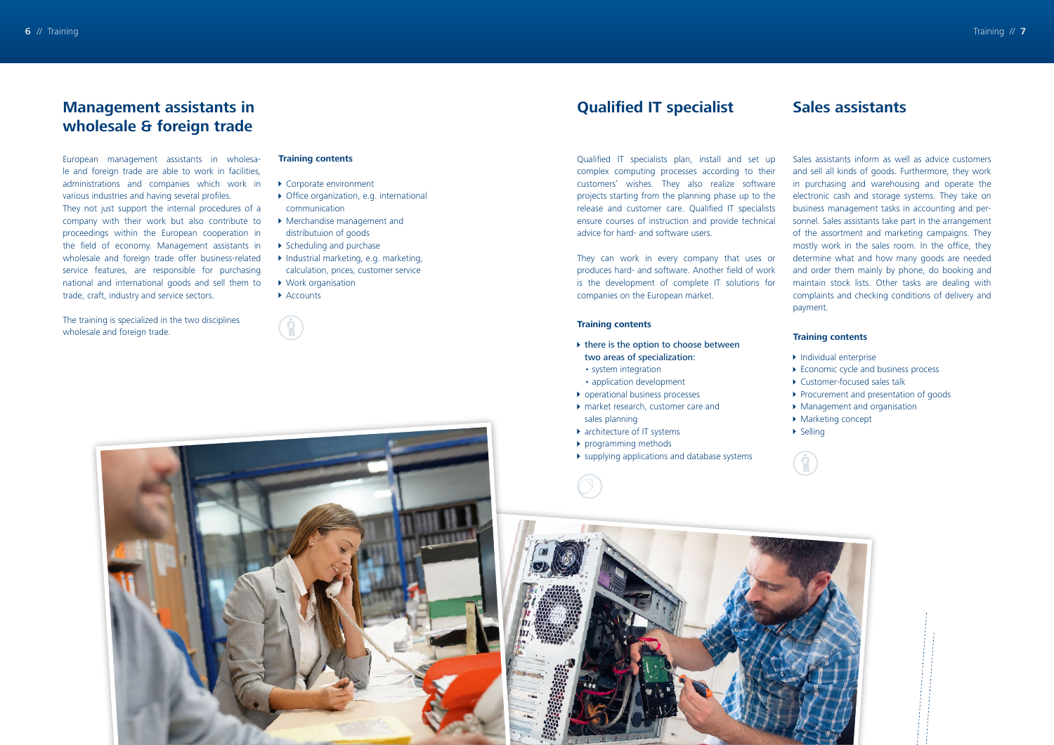## Management assistants in wholesale & foreign trade

European management assistants in wholesale and foreign trade are able to work in facilities, administrations and companies which work in various industries and having several profiles.
They not just support the internal procedures of a company with their work but also contribute to proceedings within the European cooperation in the field of economy. Management assistants in wholesale and foreign trade offer business-related service features, are responsible for purchasing national and international goods and sell them to trade, craft, industry and service sectors.

The training is specialized in the two disciplines wholesale and foreign trade.

**Training contents**

- Corporate environment
- Office organization, e.g. international communication
- Merchandise management and distributuion of goods
- Scheduling and purchase
- Industrial marketing, e.g. marketing, calculation, prices, customer service
- Work organisation
- Accounts

## Qualified IT specialist

Qualified IT specialists plan, install and set up complex computing processes according to their customers' wishes. They also realize software projects starting from the planning phase up to the release and customer care. Qualified IT specialists ensure courses of instruction and provide technical advice for hard- and software users.

They can work in every company that uses or produces hard- and software. Another field of work is the development of complete IT solutions for companies on the European market.

**Training contents**

- there is the option to choose between two areas of specialization:
  - system integration
  - application development
- operational business processes
- market research, customer care and sales planning
- architecture of IT systems
- programming methods
- supplying applications and database systems

## Sales assistants

Sales assistants inform as well as advice customers and sell all kinds of goods. Furthermore, they work in purchasing and warehousing and operate the electronic cash and storage systems. They take on business management tasks in accounting and personnel. Sales assistants take part in the arrangement of the assortment and marketing campaigns. They mostly work in the sales room. In the office, they determine what and how many goods are needed and order them mainly by phone, do booking and maintain stock lists. Other tasks are dealing with complaints and checking conditions of delivery and payment.

**Training contents**

- Individual enterprise
- Economic cycle and business process
- Customer-focused sales talk
- Procurement and presentation of goods
- Management and organisation
- Marketing concept
- Selling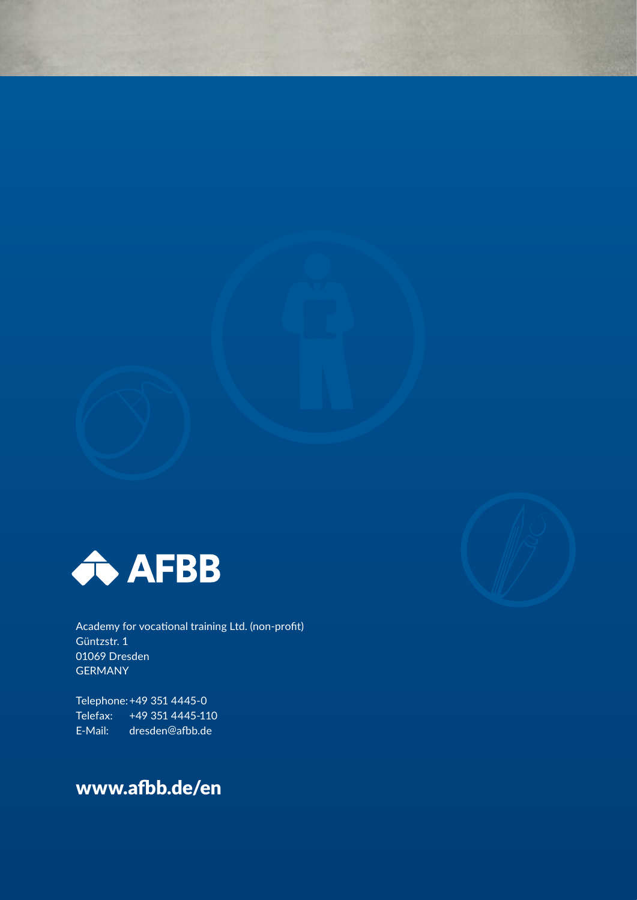AFBB

Academy for vocational training Ltd. (non-profit)
Güntzstr. 1
01069 Dresden
GERMANY

Telephone: +49 351 4445-0
Telefax: +49 351 4445-110
E-Mail: dresden@afbb.de

**www.afbb.de/en**